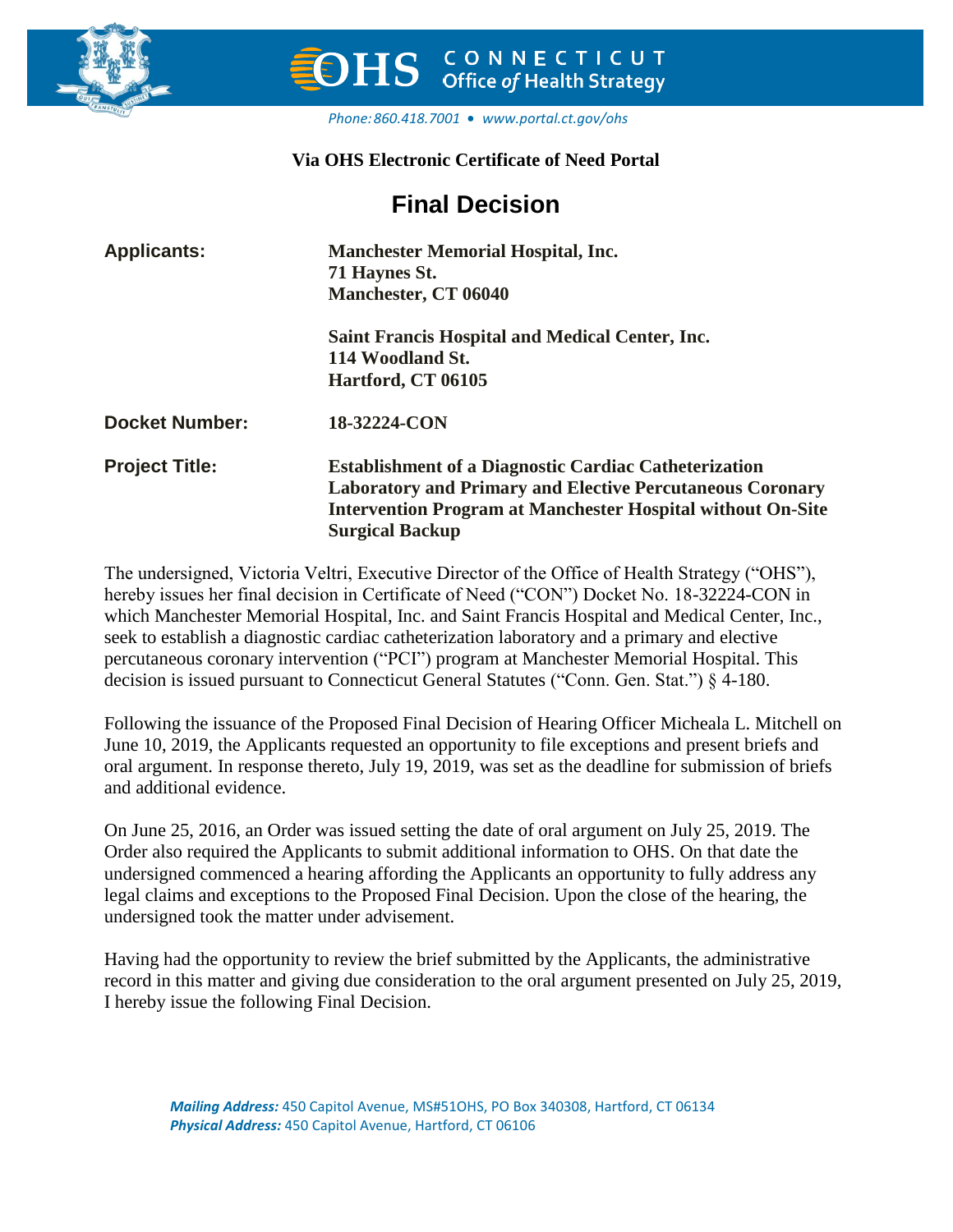**CONNECTICUT Office of Health Strategy**

*Phone: 860.418.7001 • www.portal.ct.gov/ohs*

**Via OHS Electronic Certificate of Need Portal**

# Final Decision

**Applicants:** **Manchester Memorial Hospital, Inc.**
**71 Haynes St.**
**Manchester, CT 06040**

**Saint Francis Hospital and Medical Center, Inc.**
**114 Woodland St.**
**Hartford, CT 06105**

**Docket Number:** **18-32224-CON**

**Project Title:** **Establishment of a Diagnostic Cardiac Catheterization Laboratory and Primary and Elective Percutaneous Coronary Intervention Program at Manchester Hospital without On-Site Surgical Backup**

The undersigned, Victoria Veltri, Executive Director of the Office of Health Strategy ("OHS"), hereby issues her final decision in Certificate of Need ("CON") Docket No. 18-32224-CON in which Manchester Memorial Hospital, Inc. and Saint Francis Hospital and Medical Center, Inc., seek to establish a diagnostic cardiac catheterization laboratory and a primary and elective percutaneous coronary intervention ("PCI") program at Manchester Memorial Hospital. This decision is issued pursuant to Connecticut General Statutes ("Conn. Gen. Stat.") § 4-180.

Following the issuance of the Proposed Final Decision of Hearing Officer Micheala L. Mitchell on June 10, 2019, the Applicants requested an opportunity to file exceptions and present briefs and oral argument. In response thereto, July 19, 2019, was set as the deadline for submission of briefs and additional evidence.

On June 25, 2016, an Order was issued setting the date of oral argument on July 25, 2019. The Order also required the Applicants to submit additional information to OHS. On that date the undersigned commenced a hearing affording the Applicants an opportunity to fully address any legal claims and exceptions to the Proposed Final Decision. Upon the close of the hearing, the undersigned took the matter under advisement.

Having had the opportunity to review the brief submitted by the Applicants, the administrative record in this matter and giving due consideration to the oral argument presented on July 25, 2019, I hereby issue the following Final Decision.

***Mailing Address:*** 450 Capitol Avenue, MS#51OHS, PO Box 340308, Hartford, CT 06134
***Physical Address:*** 450 Capitol Avenue, Hartford, CT 06106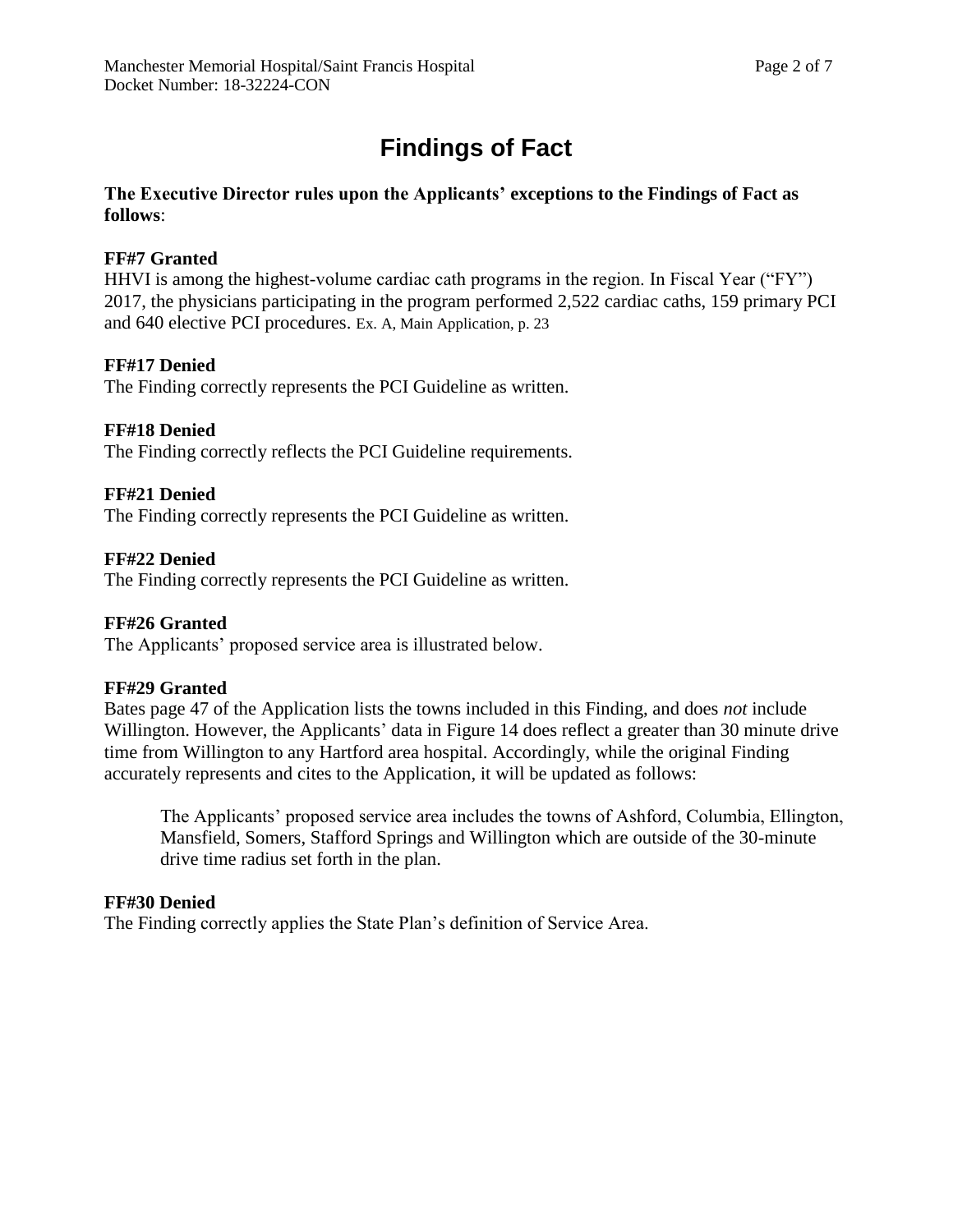# Findings of Fact

**The Executive Director rules upon the Applicants' exceptions to the Findings of Fact as follows**:

**FF#7 Granted**
HHVI is among the highest-volume cardiac cath programs in the region. In Fiscal Year ("FY") 2017, the physicians participating in the program performed 2,522 cardiac caths, 159 primary PCI and 640 elective PCI procedures. Ex. A, Main Application, p. 23

**FF#17 Denied**
The Finding correctly represents the PCI Guideline as written.

**FF#18 Denied**
The Finding correctly reflects the PCI Guideline requirements.

**FF#21 Denied**
The Finding correctly represents the PCI Guideline as written.

**FF#22 Denied**
The Finding correctly represents the PCI Guideline as written.

**FF#26 Granted**
The Applicants' proposed service area is illustrated below.

**FF#29 Granted**
Bates page 47 of the Application lists the towns included in this Finding, and does *not* include Willington. However, the Applicants' data in Figure 14 does reflect a greater than 30 minute drive time from Willington to any Hartford area hospital. Accordingly, while the original Finding accurately represents and cites to the Application, it will be updated as follows:

> The Applicants' proposed service area includes the towns of Ashford, Columbia, Ellington, Mansfield, Somers, Stafford Springs and Willington which are outside of the 30-minute drive time radius set forth in the plan.

**FF#30 Denied**
The Finding correctly applies the State Plan's definition of Service Area.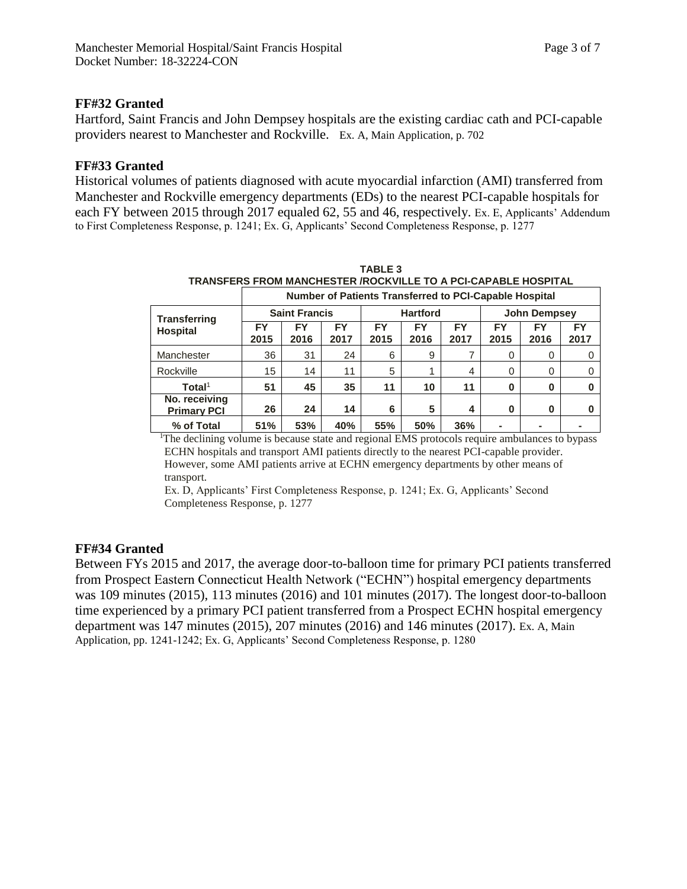**FF#32 Granted**

Hartford, Saint Francis and John Dempsey hospitals are the existing cardiac cath and PCI-capable providers nearest to Manchester and Rockville. Ex. A, Main Application, p. 702

**FF#33 Granted**

Historical volumes of patients diagnosed with acute myocardial infarction (AMI) transferred from Manchester and Rockville emergency departments (EDs) to the nearest PCI-capable hospitals for each FY between 2015 through 2017 equaled 62, 55 and 46, respectively. Ex. E, Applicants' Addendum to First Completeness Response, p. 1241; Ex. G, Applicants' Second Completeness Response, p. 1277

**TABLE 3**
**TRANSFERS FROM MANCHESTER /ROCKVILLE TO A PCI-CAPABLE HOSPITAL**

| Transferring Hospital | Number of Patients Transferred to PCI-Capable Hospital | | | | | | | | |
|---|---|---|---|---|---|---|---|---|---|
| | Saint Francis | | | Hartford | | | John Dempsey | | |
| | FY 2015 | FY 2016 | FY 2017 | FY 2015 | FY 2016 | FY 2017 | FY 2015 | FY 2016 | FY 2017 |
| Manchester | 36 | 31 | 24 | 6 | 9 | 7 | 0 | 0 | 0 |
| Rockville | 15 | 14 | 11 | 5 | 1 | 4 | 0 | 0 | 0 |
| **Total**[1] | **51** | **45** | **35** | **11** | **10** | **11** | **0** | **0** | **0** |
| **No. receiving Primary PCI** | **26** | **24** | **14** | **6** | **5** | **4** | **0** | **0** | **0** |
| **% of Total** | **51%** | **53%** | **40%** | **55%** | **50%** | **36%** | **-** | **-** | **-** |

[1]The declining volume is because state and regional EMS protocols require ambulances to bypass ECHN hospitals and transport AMI patients directly to the nearest PCI-capable provider. However, some AMI patients arrive at ECHN emergency departments by other means of transport.

Ex. D, Applicants' First Completeness Response, p. 1241; Ex. G, Applicants' Second Completeness Response, p. 1277

**FF#34 Granted**

Between FYs 2015 and 2017, the average door-to-balloon time for primary PCI patients transferred from Prospect Eastern Connecticut Health Network ("ECHN") hospital emergency departments was 109 minutes (2015), 113 minutes (2016) and 101 minutes (2017). The longest door-to-balloon time experienced by a primary PCI patient transferred from a Prospect ECHN hospital emergency department was 147 minutes (2015), 207 minutes (2016) and 146 minutes (2017). Ex. A, Main Application, pp. 1241-1242; Ex. G, Applicants' Second Completeness Response, p. 1280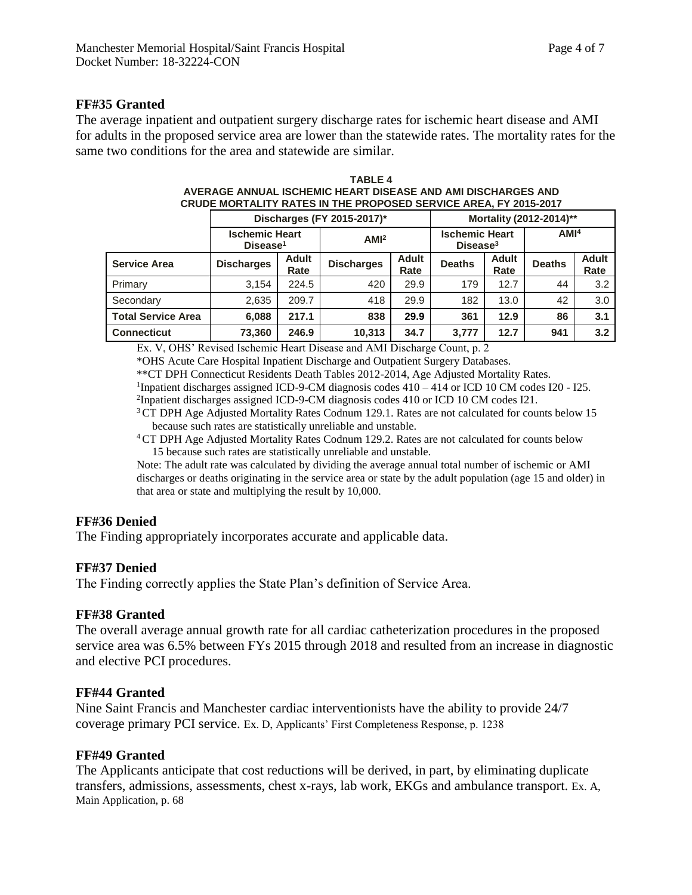**FF#35 Granted**

The average inpatient and outpatient surgery discharge rates for ischemic heart disease and AMI for adults in the proposed service area are lower than the statewide rates. The mortality rates for the same two conditions for the area and statewide are similar.

**TABLE 4**
**AVERAGE ANNUAL ISCHEMIC HEART DISEASE AND AMI DISCHARGES AND CRUDE MORTALITY RATES IN THE PROPOSED SERVICE AREA, FY 2015-2017**

| | Discharges (FY 2015-2017)* | | | | Mortality (2012-2014)** | | | |
|---|---|---|---|---|---|---|---|---|
| | Ischemic Heart Disease[1] | | AMI[2] | | Ischemic Heart Disease[3] | | AMI[4] | |
| **Service Area** | **Discharges** | **Adult Rate** | **Discharges** | **Adult Rate** | **Deaths** | **Adult Rate** | **Deaths** | **Adult Rate** |
| Primary | 3,154 | 224.5 | 420 | 29.9 | 179 | 12.7 | 44 | 3.2 |
| Secondary | 2,635 | 209.7 | 418 | 29.9 | 182 | 13.0 | 42 | 3.0 |
| **Total Service Area** | **6,088** | **217.1** | **838** | **29.9** | **361** | **12.9** | **86** | **3.1** |
| **Connecticut** | **73,360** | **246.9** | **10,313** | **34.7** | **3,777** | **12.7** | **941** | **3.2** |

Ex. V, OHS' Revised Ischemic Heart Disease and AMI Discharge Count, p. 2

*OHS Acute Care Hospital Inpatient Discharge and Outpatient Surgery Databases.

**CT DPH Connecticut Residents Death Tables 2012-2014, Age Adjusted Mortality Rates.

[1]Inpatient discharges assigned ICD-9-CM diagnosis codes 410 – 414 or ICD 10 CM codes I20 - I25.

[2]Inpatient discharges assigned ICD-9-CM diagnosis codes 410 or ICD 10 CM codes I21.

[3] CT DPH Age Adjusted Mortality Rates Codnum 129.1. Rates are not calculated for counts below 15 because such rates are statistically unreliable and unstable.

[4] CT DPH Age Adjusted Mortality Rates Codnum 129.2. Rates are not calculated for counts below 15 because such rates are statistically unreliable and unstable.

Note: The adult rate was calculated by dividing the average annual total number of ischemic or AMI discharges or deaths originating in the service area or state by the adult population (age 15 and older) in that area or state and multiplying the result by 10,000.

**FF#36 Denied**

The Finding appropriately incorporates accurate and applicable data.

**FF#37 Denied**

The Finding correctly applies the State Plan's definition of Service Area.

**FF#38 Granted**

The overall average annual growth rate for all cardiac catheterization procedures in the proposed service area was 6.5% between FYs 2015 through 2018 and resulted from an increase in diagnostic and elective PCI procedures.

**FF#44 Granted**

Nine Saint Francis and Manchester cardiac interventionists have the ability to provide 24/7 coverage primary PCI service. Ex. D, Applicants' First Completeness Response, p. 1238

**FF#49 Granted**

The Applicants anticipate that cost reductions will be derived, in part, by eliminating duplicate transfers, admissions, assessments, chest x-rays, lab work, EKGs and ambulance transport. Ex. A, Main Application, p. 68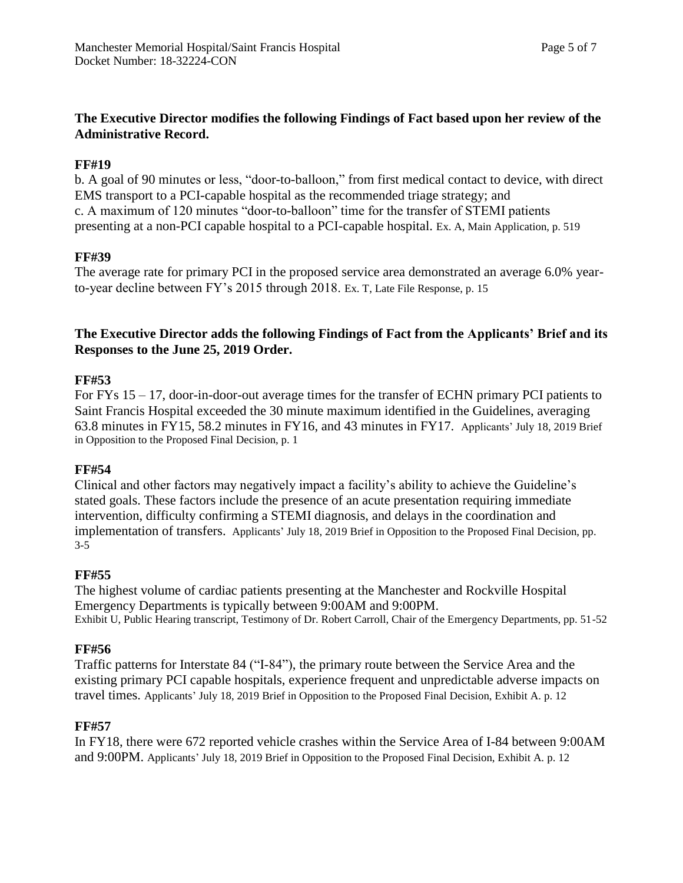**The Executive Director modifies the following Findings of Fact based upon her review of the Administrative Record.**

**FF#19**

b. A goal of 90 minutes or less, "door-to-balloon," from first medical contact to device, with direct EMS transport to a PCI-capable hospital as the recommended triage strategy; and
c. A maximum of 120 minutes "door-to-balloon" time for the transfer of STEMI patients presenting at a non-PCI capable hospital to a PCI-capable hospital. Ex. A, Main Application, p. 519

**FF#39**

The average rate for primary PCI in the proposed service area demonstrated an average 6.0% year-to-year decline between FY's 2015 through 2018. Ex. T, Late File Response, p. 15

**The Executive Director adds the following Findings of Fact from the Applicants' Brief and its Responses to the June 25, 2019 Order.**

**FF#53**

For FYs 15 – 17, door-in-door-out average times for the transfer of ECHN primary PCI patients to Saint Francis Hospital exceeded the 30 minute maximum identified in the Guidelines, averaging 63.8 minutes in FY15, 58.2 minutes in FY16, and 43 minutes in FY17. Applicants' July 18, 2019 Brief in Opposition to the Proposed Final Decision, p. 1

**FF#54**

Clinical and other factors may negatively impact a facility's ability to achieve the Guideline's stated goals. These factors include the presence of an acute presentation requiring immediate intervention, difficulty confirming a STEMI diagnosis, and delays in the coordination and implementation of transfers. Applicants' July 18, 2019 Brief in Opposition to the Proposed Final Decision, pp. 3-5

**FF#55**

The highest volume of cardiac patients presenting at the Manchester and Rockville Hospital Emergency Departments is typically between 9:00AM and 9:00PM.
Exhibit U, Public Hearing transcript, Testimony of Dr. Robert Carroll, Chair of the Emergency Departments, pp. 51-52

**FF#56**

Traffic patterns for Interstate 84 ("I-84"), the primary route between the Service Area and the existing primary PCI capable hospitals, experience frequent and unpredictable adverse impacts on travel times. Applicants' July 18, 2019 Brief in Opposition to the Proposed Final Decision, Exhibit A. p. 12

**FF#57**

In FY18, there were 672 reported vehicle crashes within the Service Area of I-84 between 9:00AM and 9:00PM. Applicants' July 18, 2019 Brief in Opposition to the Proposed Final Decision, Exhibit A. p. 12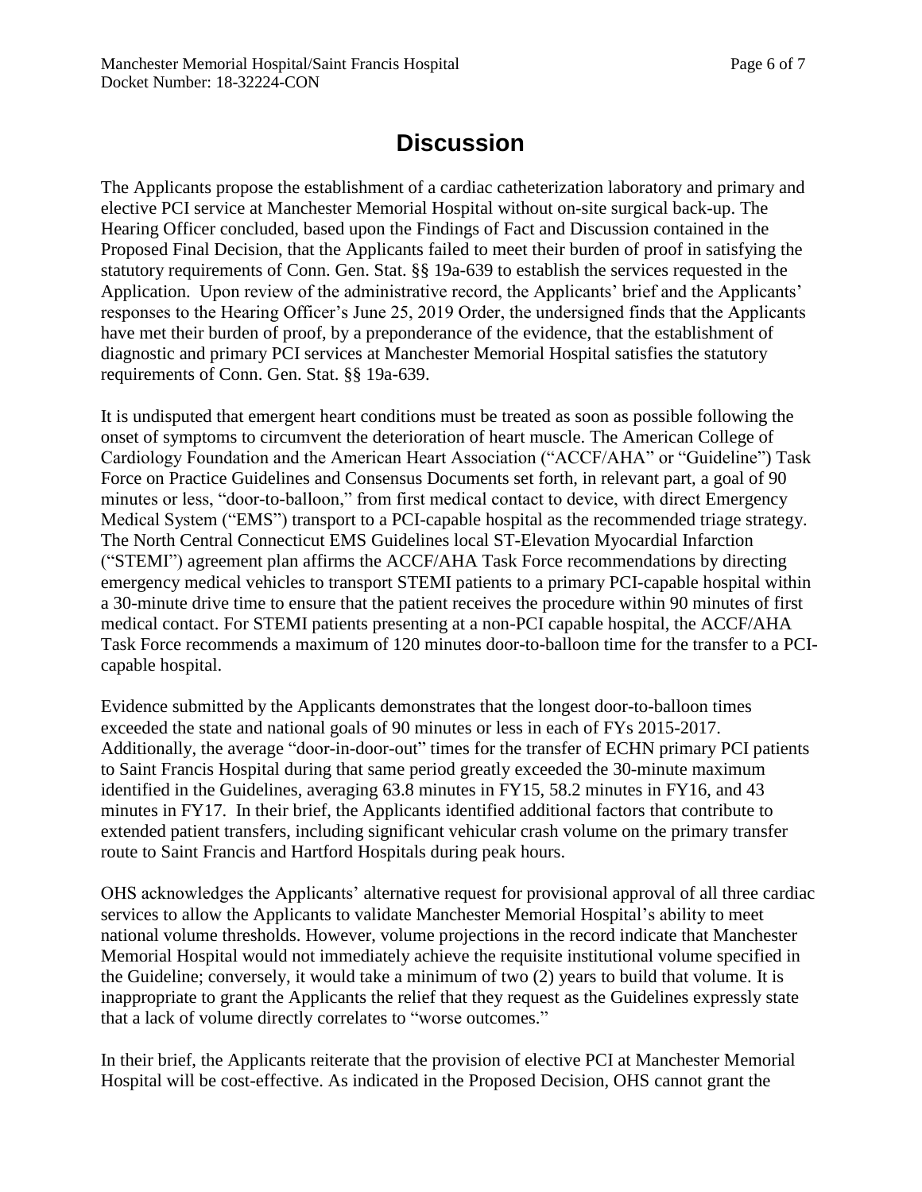# Discussion

The Applicants propose the establishment of a cardiac catheterization laboratory and primary and elective PCI service at Manchester Memorial Hospital without on-site surgical back-up. The Hearing Officer concluded, based upon the Findings of Fact and Discussion contained in the Proposed Final Decision, that the Applicants failed to meet their burden of proof in satisfying the statutory requirements of Conn. Gen. Stat. §§ 19a-639 to establish the services requested in the Application. Upon review of the administrative record, the Applicants' brief and the Applicants' responses to the Hearing Officer's June 25, 2019 Order, the undersigned finds that the Applicants have met their burden of proof, by a preponderance of the evidence, that the establishment of diagnostic and primary PCI services at Manchester Memorial Hospital satisfies the statutory requirements of Conn. Gen. Stat. §§ 19a-639.

It is undisputed that emergent heart conditions must be treated as soon as possible following the onset of symptoms to circumvent the deterioration of heart muscle. The American College of Cardiology Foundation and the American Heart Association ("ACCF/AHA" or "Guideline") Task Force on Practice Guidelines and Consensus Documents set forth, in relevant part, a goal of 90 minutes or less, "door-to-balloon," from first medical contact to device, with direct Emergency Medical System ("EMS") transport to a PCI-capable hospital as the recommended triage strategy. The North Central Connecticut EMS Guidelines local ST-Elevation Myocardial Infarction ("STEMI") agreement plan affirms the ACCF/AHA Task Force recommendations by directing emergency medical vehicles to transport STEMI patients to a primary PCI-capable hospital within a 30-minute drive time to ensure that the patient receives the procedure within 90 minutes of first medical contact. For STEMI patients presenting at a non-PCI capable hospital, the ACCF/AHA Task Force recommends a maximum of 120 minutes door-to-balloon time for the transfer to a PCI-capable hospital.

Evidence submitted by the Applicants demonstrates that the longest door-to-balloon times exceeded the state and national goals of 90 minutes or less in each of FYs 2015-2017. Additionally, the average "door-in-door-out" times for the transfer of ECHN primary PCI patients to Saint Francis Hospital during that same period greatly exceeded the 30-minute maximum identified in the Guidelines, averaging 63.8 minutes in FY15, 58.2 minutes in FY16, and 43 minutes in FY17. In their brief, the Applicants identified additional factors that contribute to extended patient transfers, including significant vehicular crash volume on the primary transfer route to Saint Francis and Hartford Hospitals during peak hours.

OHS acknowledges the Applicants' alternative request for provisional approval of all three cardiac services to allow the Applicants to validate Manchester Memorial Hospital's ability to meet national volume thresholds. However, volume projections in the record indicate that Manchester Memorial Hospital would not immediately achieve the requisite institutional volume specified in the Guideline; conversely, it would take a minimum of two (2) years to build that volume. It is inappropriate to grant the Applicants the relief that they request as the Guidelines expressly state that a lack of volume directly correlates to "worse outcomes."

In their brief, the Applicants reiterate that the provision of elective PCI at Manchester Memorial Hospital will be cost-effective. As indicated in the Proposed Decision, OHS cannot grant the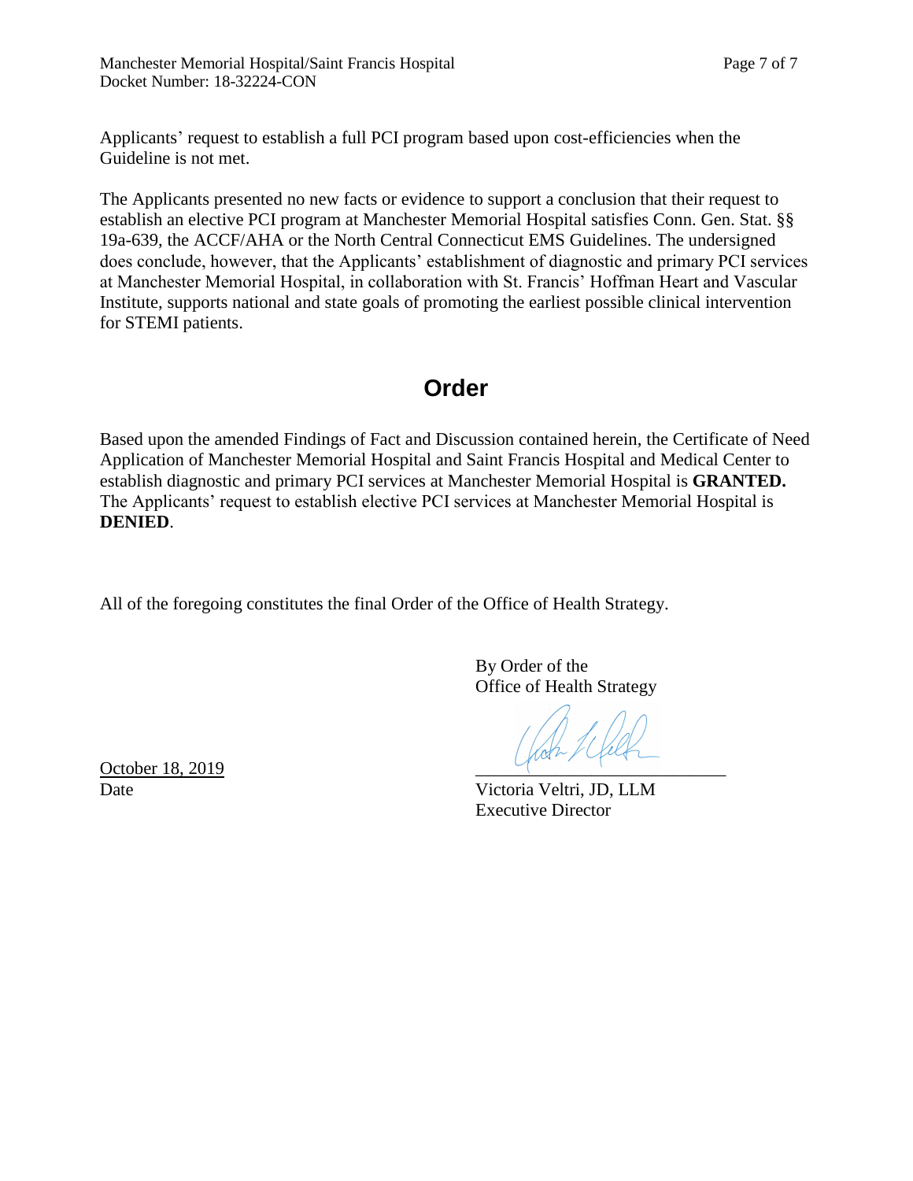Applicants' request to establish a full PCI program based upon cost-efficiencies when the Guideline is not met.

The Applicants presented no new facts or evidence to support a conclusion that their request to establish an elective PCI program at Manchester Memorial Hospital satisfies Conn. Gen. Stat. §§ 19a-639, the ACCF/AHA or the North Central Connecticut EMS Guidelines. The undersigned does conclude, however, that the Applicants' establishment of diagnostic and primary PCI services at Manchester Memorial Hospital, in collaboration with St. Francis' Hoffman Heart and Vascular Institute, supports national and state goals of promoting the earliest possible clinical intervention for STEMI patients.

## Order

Based upon the amended Findings of Fact and Discussion contained herein, the Certificate of Need Application of Manchester Memorial Hospital and Saint Francis Hospital and Medical Center to establish diagnostic and primary PCI services at Manchester Memorial Hospital is **GRANTED.** The Applicants' request to establish elective PCI services at Manchester Memorial Hospital is **DENIED**.

All of the foregoing constitutes the final Order of the Office of Health Strategy.

By Order of the
Office of Health Strategy

October 18, 2019
Date

Victoria Veltri, JD, LLM
Executive Director